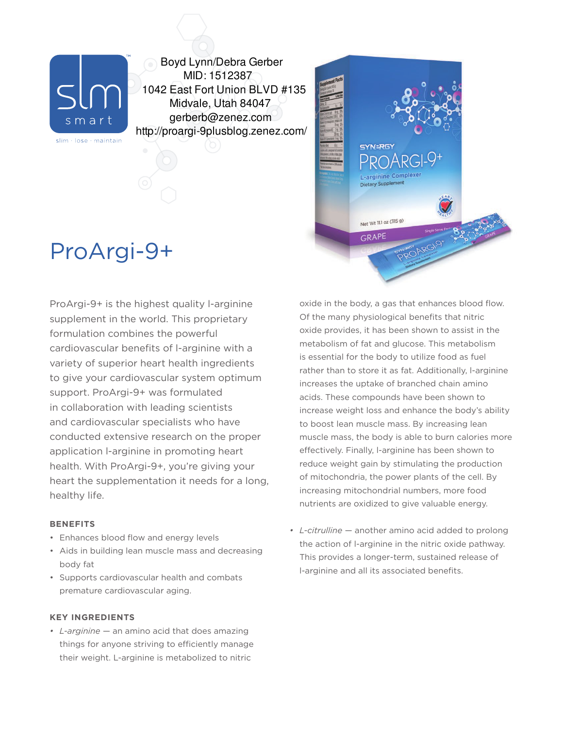slm smart

slim · lose · maintain

Boyd Lynn/Debra Gerber
MID: 1512387
1042 East Fort Union BLVD #135
Midvale, Utah 84047
gerberb@zenez.com
http://proargi-9plusblog.zenez.com/

# ProArgi-9+

ProArgi-9+ is the highest quality l-arginine supplement in the world. This proprietary formulation combines the powerful cardiovascular benefits of l-arginine with a variety of superior heart health ingredients to give your cardiovascular system optimum support. ProArgi-9+ was formulated in collaboration with leading scientists and cardiovascular specialists who have conducted extensive research on the proper application l-arginine in promoting heart health. With ProArgi-9+, you're giving your heart the supplementation it needs for a long, healthy life.

### BENEFITS

- Enhances blood flow and energy levels
- Aids in building lean muscle mass and decreasing body fat
- Supports cardiovascular health and combats premature cardiovascular aging.

### KEY INGREDIENTS

- *L-arginine* — an amino acid that does amazing things for anyone striving to efficiently manage their weight. L-arginine is metabolized to nitric oxide in the body, a gas that enhances blood flow. Of the many physiological benefits that nitric oxide provides, it has been shown to assist in the metabolism of fat and glucose. This metabolism is essential for the body to utilize food as fuel rather than to store it as fat. Additionally, l-arginine increases the uptake of branched chain amino acids. These compounds have been shown to increase weight loss and enhance the body's ability to boost lean muscle mass. By increasing lean muscle mass, the body is able to burn calories more effectively. Finally, l-arginine has been shown to reduce weight gain by stimulating the production of mitochondria, the power plants of the cell. By increasing mitochondrial numbers, more food nutrients are oxidized to give valuable energy.
- *L-citrulline* — another amino acid added to prolong the action of l-arginine in the nitric oxide pathway. This provides a longer-term, sustained release of l-arginine and all its associated benefits.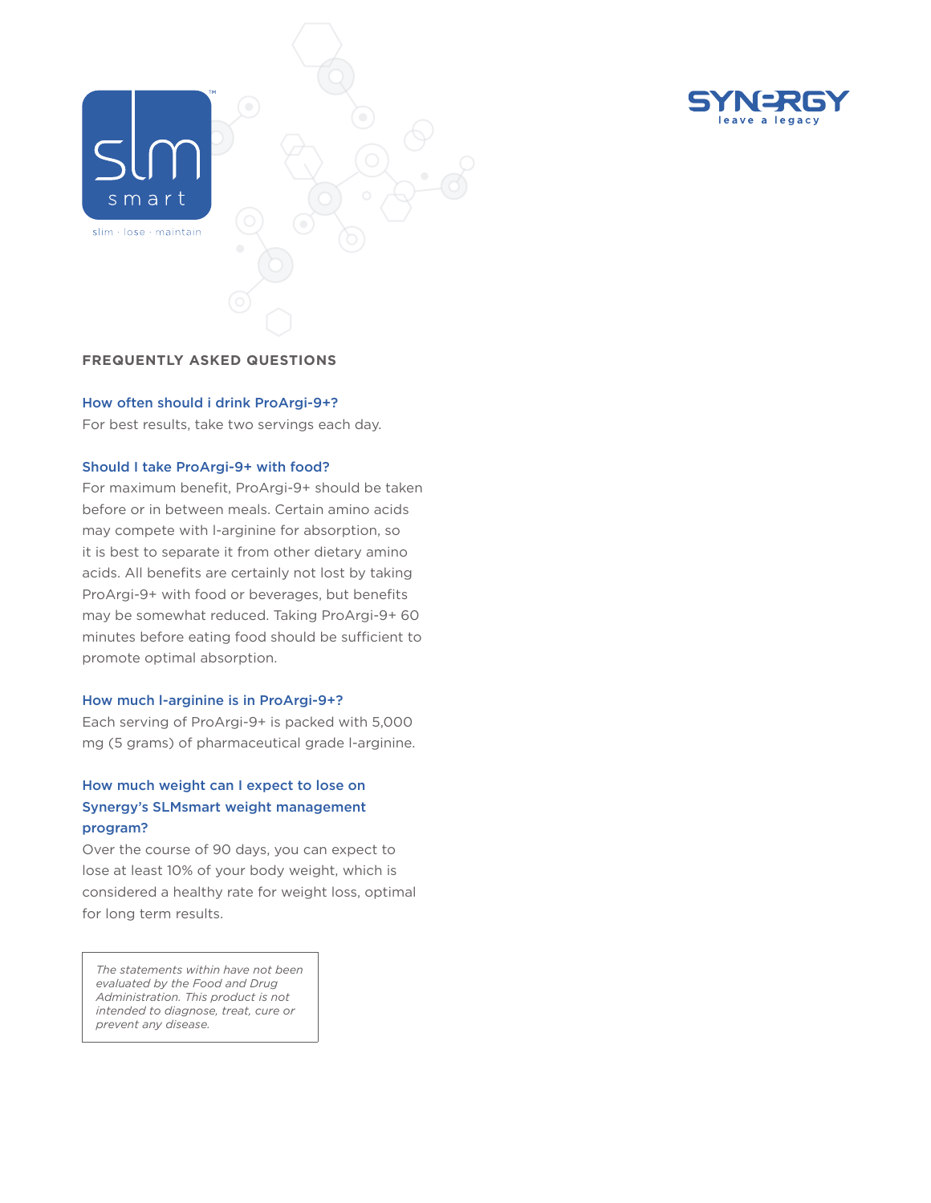slm smart™

slim · lose · maintain

SYNERGY
leave a legacy

## FREQUENTLY ASKED QUESTIONS

### How often should i drink ProArgi-9+?

For best results, take two servings each day.

### Should I take ProArgi-9+ with food?

For maximum benefit, ProArgi-9+ should be taken before or in between meals. Certain amino acids may compete with l-arginine for absorption, so it is best to separate it from other dietary amino acids. All benefits are certainly not lost by taking ProArgi-9+ with food or beverages, but benefits may be somewhat reduced. Taking ProArgi-9+ 60 minutes before eating food should be sufficient to promote optimal absorption.

### How much l-arginine is in ProArgi-9+?

Each serving of ProArgi-9+ is packed with 5,000 mg (5 grams) of pharmaceutical grade l-arginine.

### How much weight can I expect to lose on Synergy's SLMsmart weight management program?

Over the course of 90 days, you can expect to lose at least 10% of your body weight, which is considered a healthy rate for weight loss, optimal for long term results.

*The statements within have not been evaluated by the Food and Drug Administration. This product is not intended to diagnose, treat, cure or prevent any disease.*